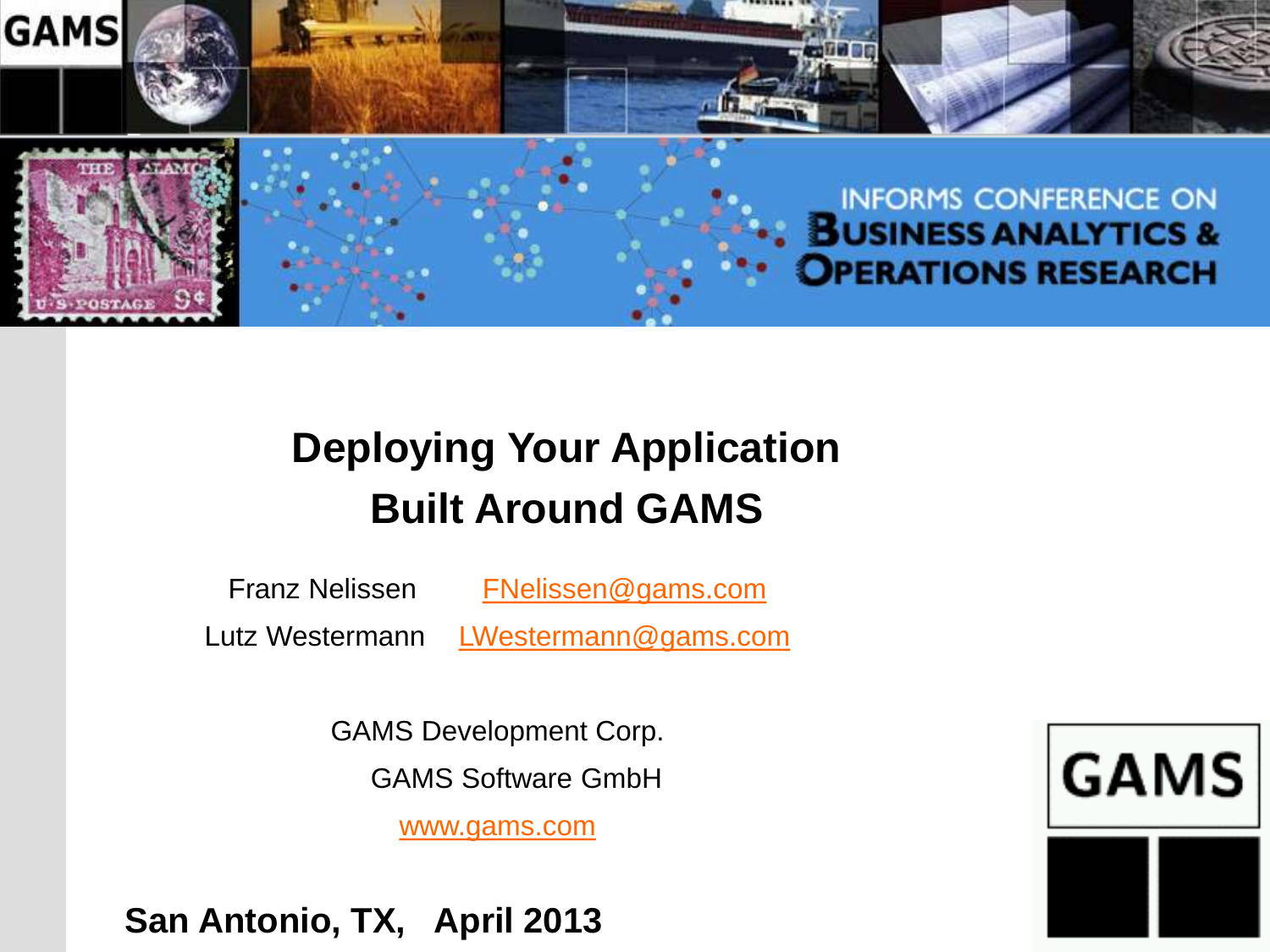INFORMS CONFERENCE ON BUSINESS ANALYTICS & OPERATIONS RESEARCH

# Deploying Your Application Built Around GAMS

Franz Nelissen FNelissen@gams.com

Lutz Westermann LWestermann@gams.com

GAMS Development Corp.

GAMS Software GmbH

www.gams.com

**San Antonio, TX, April 2013**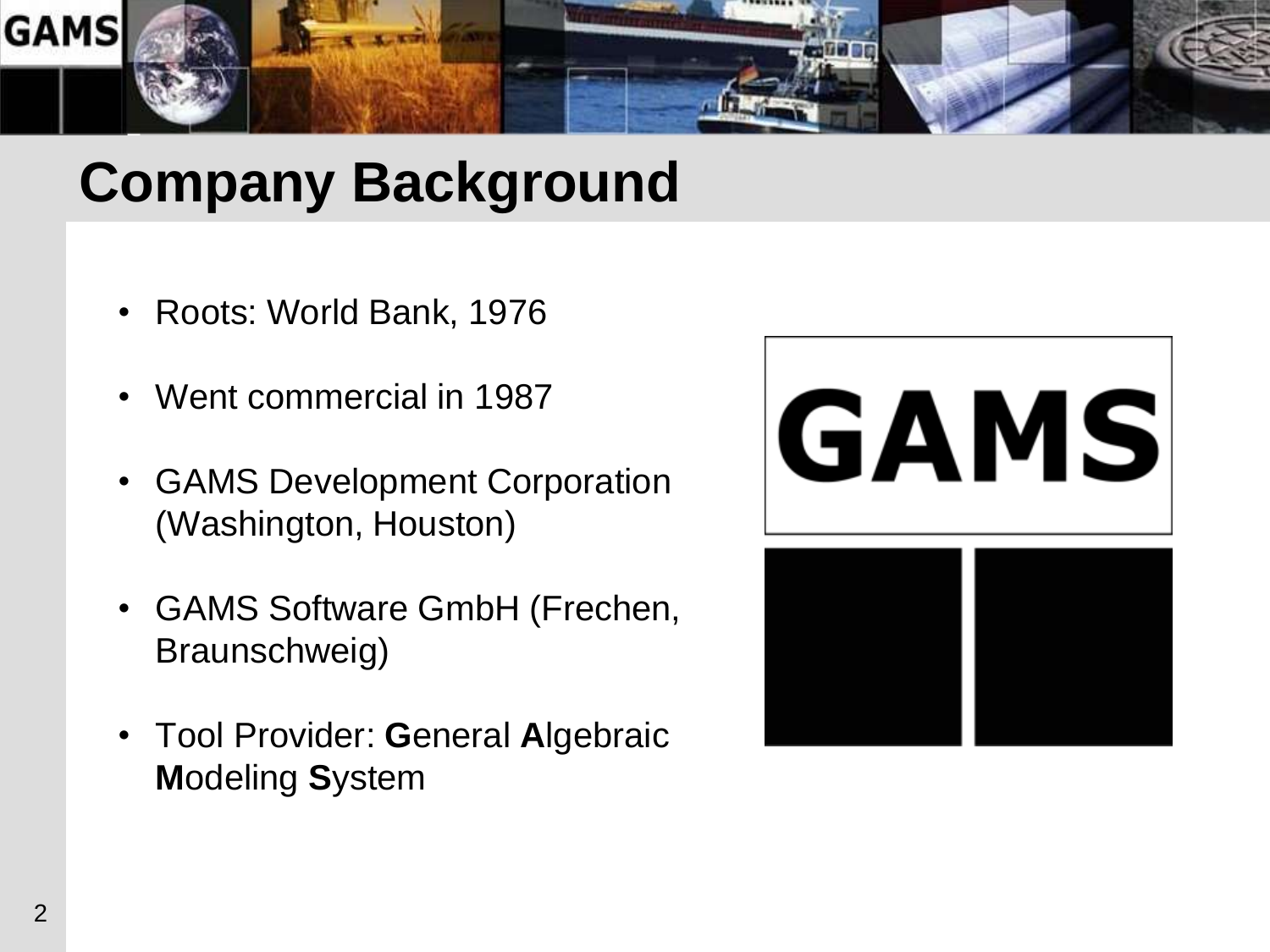# Company Background

- Roots: World Bank, 1976
- Went commercial in 1987
- GAMS Development Corporation (Washington, Houston)
- GAMS Software GmbH (Frechen, Braunschweig)
- Tool Provider: **G**eneral **A**lgebraic **M**odeling **S**ystem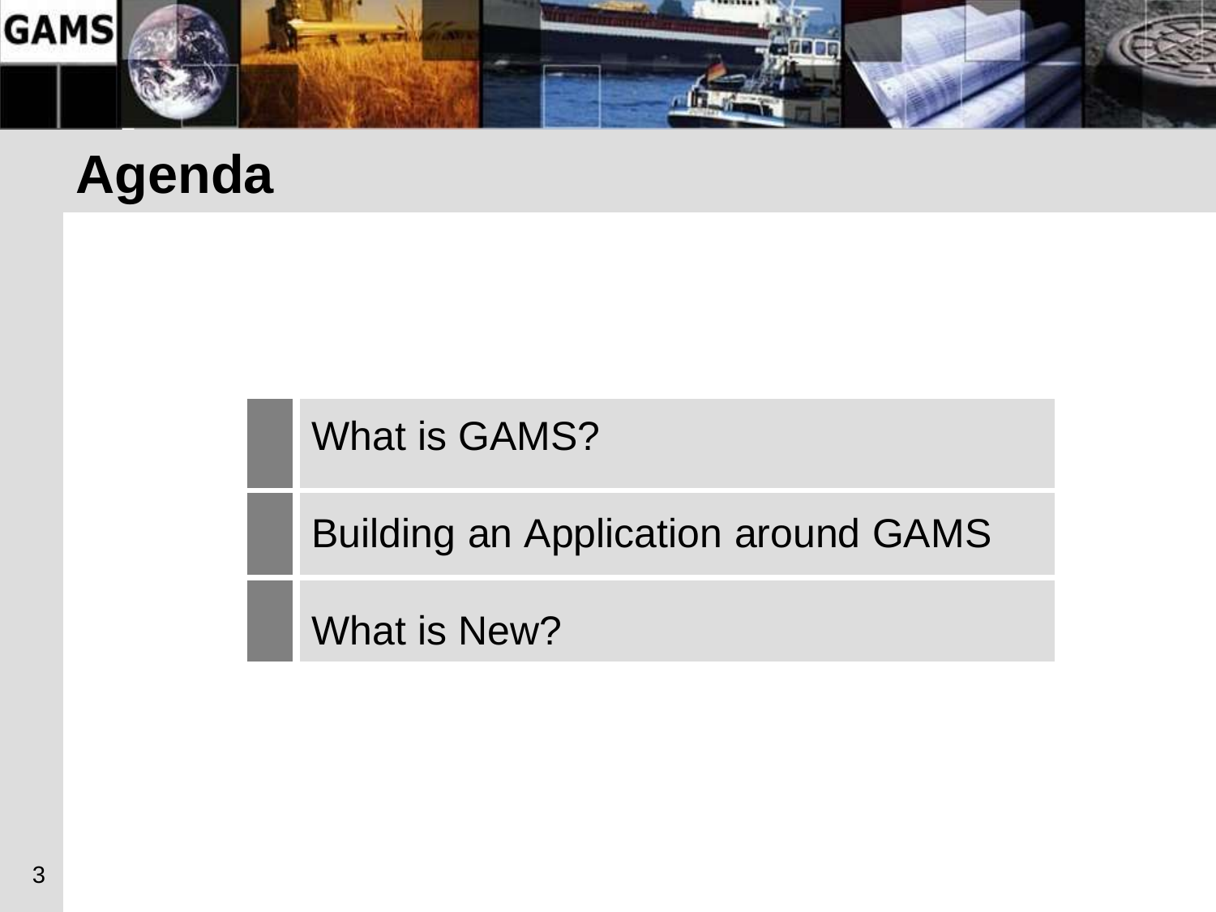# Agenda

- What is GAMS?
- Building an Application around GAMS
- What is New?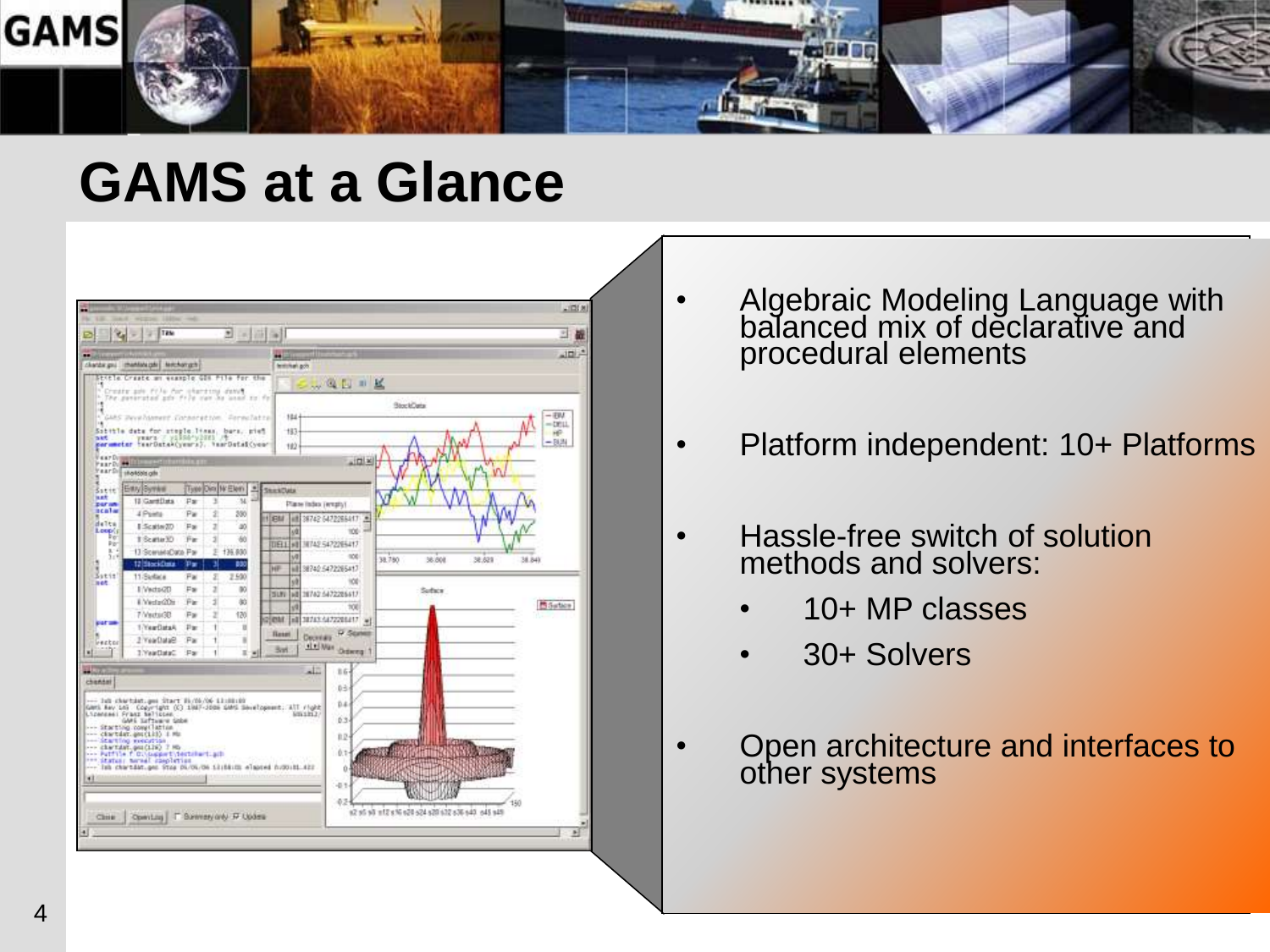# GAMS at a Glance

- Algebraic Modeling Language with balanced mix of declarative and procedural elements
- Platform independent: 10+ Platforms
- Hassle-free switch of solution methods and solvers:
  - 10+ MP classes
  - 30+ Solvers
- Open architecture and interfaces to other systems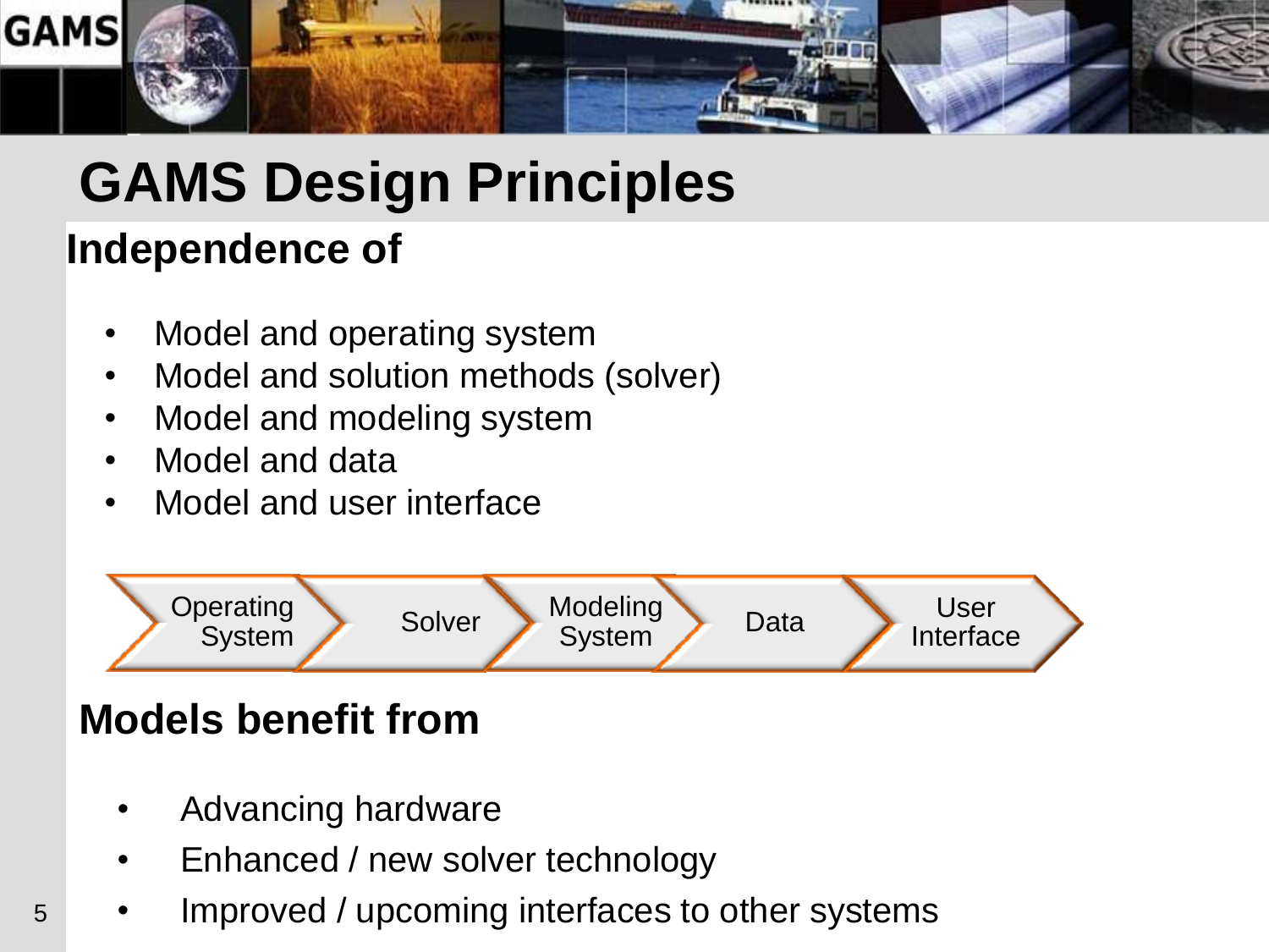# GAMS Design Principles

## Independence of

- Model and operating system
- Model and solution methods (solver)
- Model and modeling system
- Model and data
- Model and user interface

Operating System → Solver → Modeling System → Data → User Interface

## Models benefit from

- Advancing hardware
- Enhanced / new solver technology
- Improved / upcoming interfaces to other systems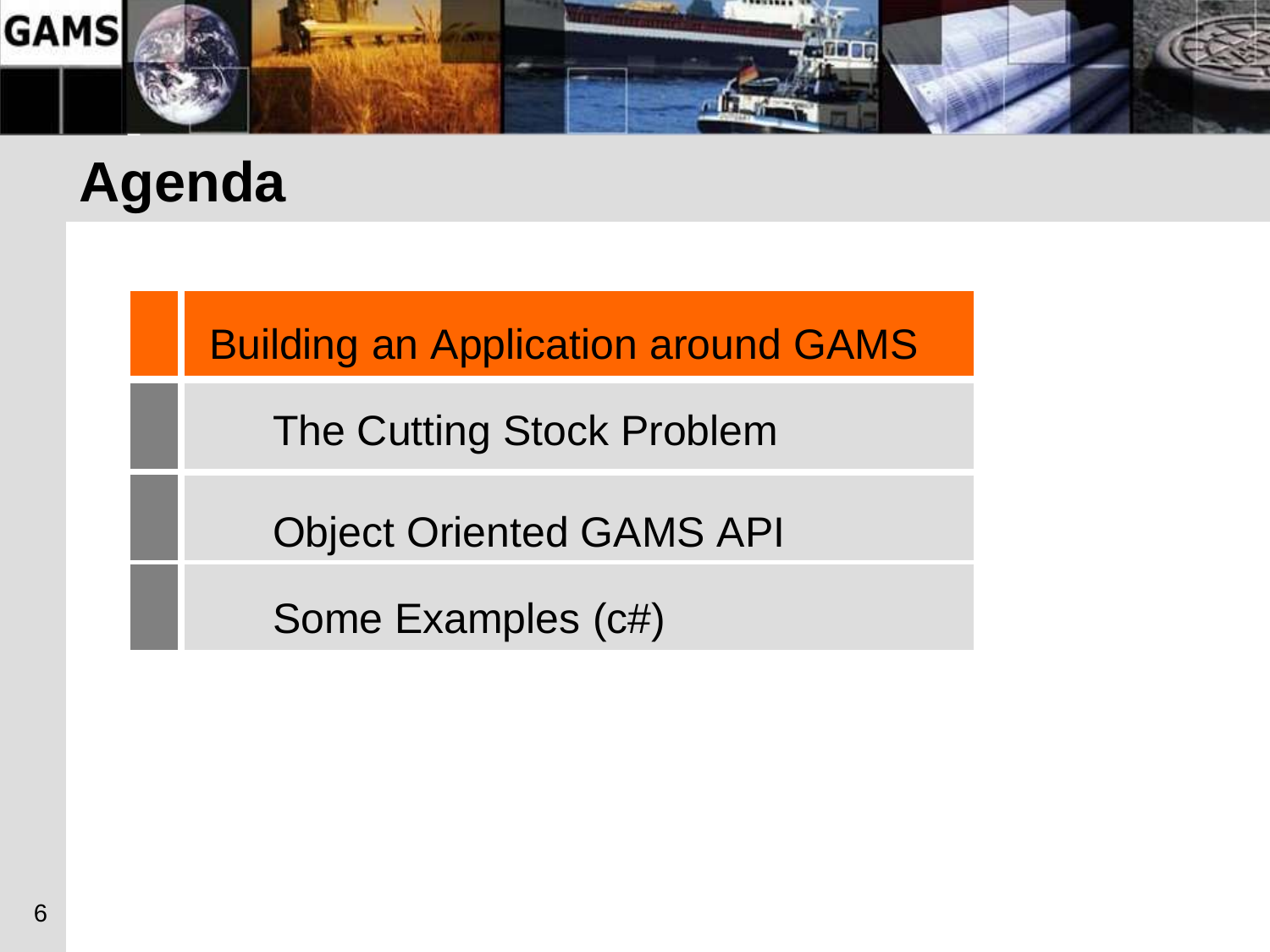# Agenda

- Building an Application around GAMS
- The Cutting Stock Problem
- Object Oriented GAMS API
- Some Examples (c#)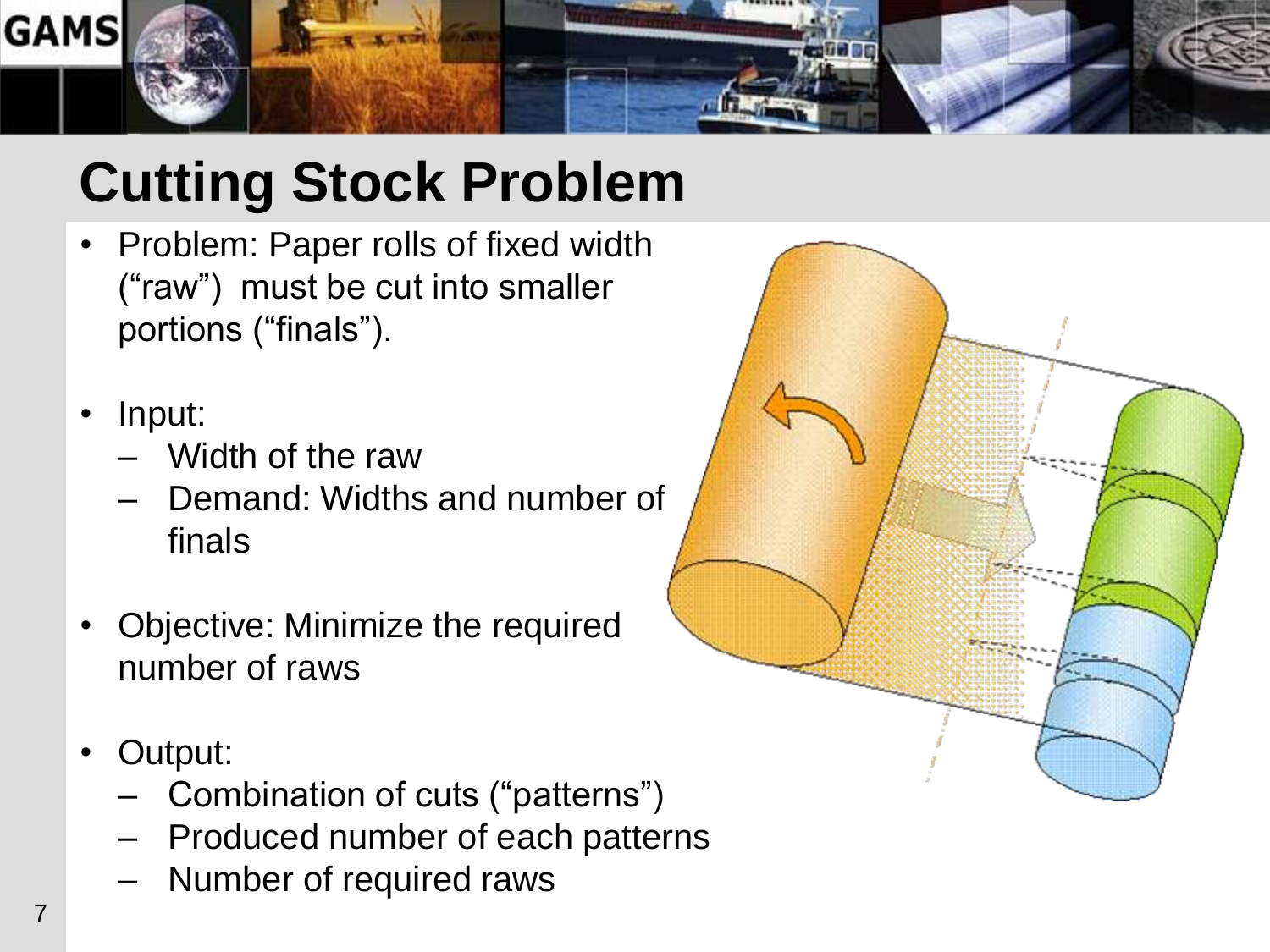# Cutting Stock Problem

- Problem: Paper rolls of fixed width ("raw") must be cut into smaller portions ("finals").
- Input:
  - Width of the raw
  - Demand: Widths and number of finals
- Objective: Minimize the required number of raws
- Output:
  - Combination of cuts ("patterns")
  - Produced number of each patterns
  - Number of required raws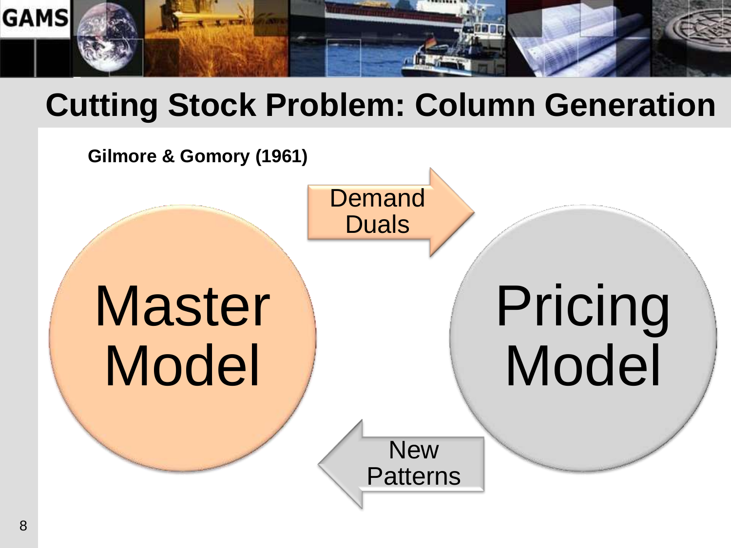# Cutting Stock Problem: Column Generation

**Gilmore & Gomory (1961)**

Master Model

Demand Duals

Pricing Model

New Patterns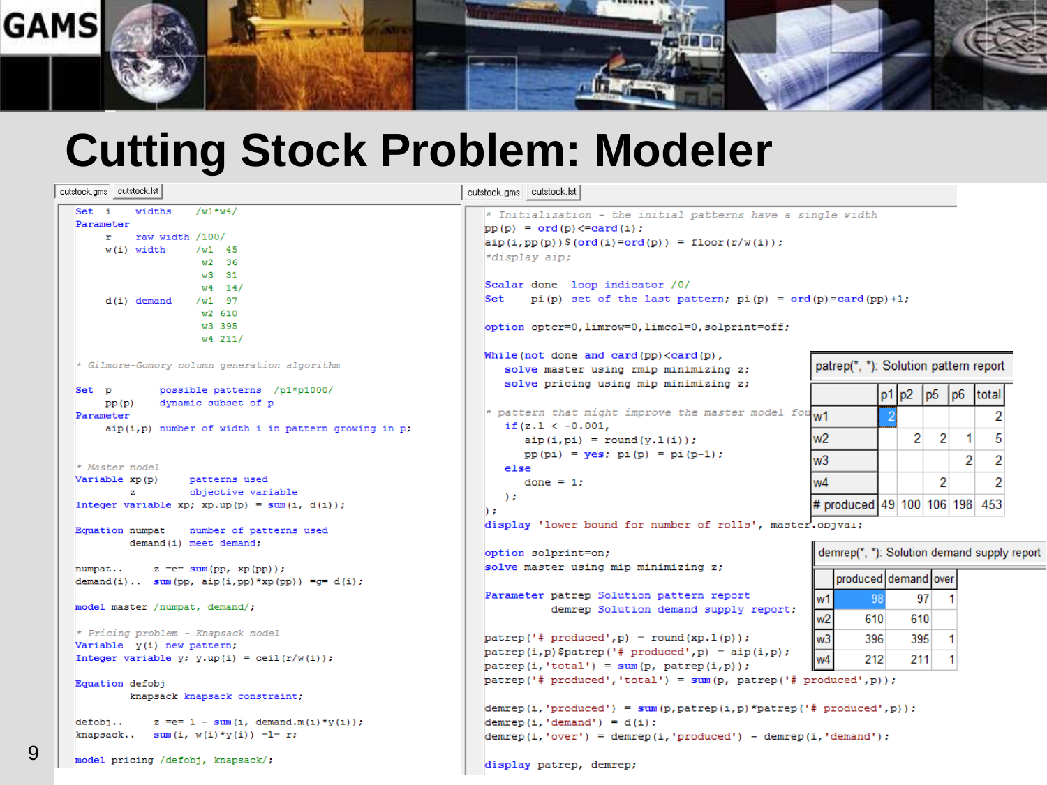# Cutting Stock Problem: Modeler

cutstock.gms | cutstock.lst

```
Set  i    widths    /w1*w4/
Parameter
     r    raw width /100/
     w(i) width     /w1  45
                     w2  36
                     w3  31
                     w4  14/

     d(i) demand    /w1  97
                     w2 610
                     w3 395
                     w4 211/

* Gilmore-Gomory column generation algorithm

Set  p        possible patterns  /p1*p1000/
     pp(p)    dynamic subset of p
Parameter
     aip(i,p) number of width i in pattern growing in p;

* Master model
Variable xp(p)      patterns used
         z          objective variable
Integer variable xp; xp.up(p) = sum(i, d(i));

Equation numpat     number of patterns used
         demand(i)  meet demand;

numpat..     z =e= sum(pp, xp(pp));
demand(i)..  sum(pp, aip(i,pp)*xp(pp)) =g= d(i);

model master /numpat, demand/;

* Pricing problem - Knapsack model
Variable  y(i) new pattern;
Integer variable y; y.up(i) = ceil(r/w(i));

Equation defobj
         knapsack knapsack constraint;

defobj..     z =e= 1 - sum(i, demand.m(i)*y(i));
knapsack..   sum(i, w(i)*y(i)) =l= r;

model pricing /defobj, knapsack/;
```

cutstock.gms | cutstock.lst

```
* Initialization - the initial patterns have a single width
pp(p) = ord(p)<=card(i);
aip(i,pp(p))$(ord(i)=ord(p)) = floor(r/w(i));
*display aip;

Scalar done  loop indicator /0/
Set    pi(p) set of the last pattern; pi(p) = ord(p)=card(pp)+1;

option optcr=0,limrow=0,limcol=0,solprint=off;

While(not done and card(pp)<card(p),
   solve master using rmip minimizing z;
   solve pricing using mip minimizing z;

* pattern that might improve the master model fou
   if(z.l < -0.001,
      aip(i,pi) = round(y.l(i));
      pp(pi) = yes; pi(p) = pi(p-1);
   else
      done = 1;
   );
);
display 'lower bound for number of rolls', master.objval;

option solprint=on;
solve master using mip minimizing z;

Parameter patrep Solution pattern report
          demrep Solution demand supply report;

patrep('# produced',p) = round(xp.l(p));
patrep(i,p)$patrep('# produced',p) = aip(i,p);
patrep(i,'total') = sum(p, patrep(i,p));
patrep('# produced','total') = sum(p, patrep('# produced',p));

demrep(i,'produced') = sum(p,patrep(i,p)*patrep('# produced',p));
demrep(i,'demand') = d(i);
demrep(i,'over') = demrep(i,'produced') - demrep(i,'demand');

display patrep, demrep;
```

patrep(*, *): Solution pattern report

| | p1 | p2 | p5 | p6 | total |
|---|---|---|---|---|---|
| w1 | 2 | | | | 2 |
| w2 | | 2 | 2 | 1 | 5 |
| w3 | | | | 2 | 2 |
| w4 | | | 2 | | 2 |
| # produced | 49 | 100 | 106 | 198 | 453 |

demrep(*, *): Solution demand supply report

| | produced | demand | over |
|---|---|---|---|
| w1 | 98 | 97 | 1 |
| w2 | 610 | 610 | |
| w3 | 396 | 395 | 1 |
| w4 | 212 | 211 | 1 |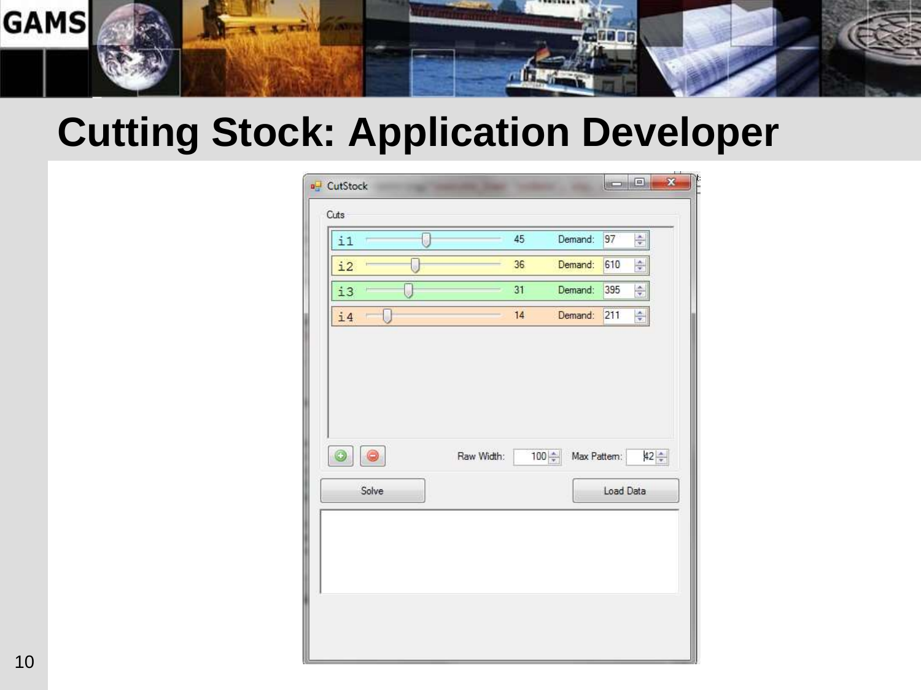# Cutting Stock: Application Developer

CutStock

Cuts

| | | | |
|---|---|---|---|
| i1 | 45 | Demand: | 97 |
| i2 | 36 | Demand: | 610 |
| i3 | 31 | Demand: | 395 |
| i4 | 14 | Demand: | 211 |

Raw Width: 100 Max Pattern: 42

Solve

Load Data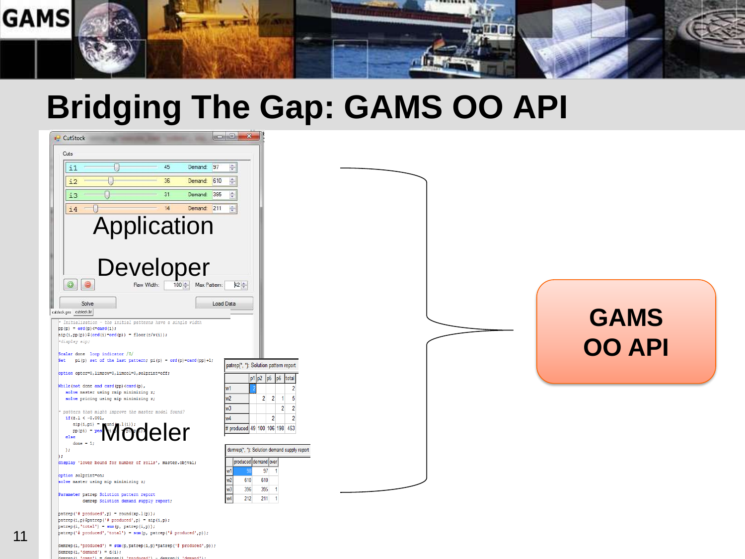# Bridging The Gap: GAMS OO API

CutStock

Cuts

| | | | Demand: |
|---|---|---|---|
| i1 | | 45 | 97 |
| i2 | | 36 | 610 |
| i3 | | 31 | 395 |
| i4 | | 14 | 211 |

Application

Developer

Raw Width: 100 Max Pattern: 42

Solve Load Data

```
* Initialization - the initial patterns have a single width
pp(p) = ord(p)<=card(i);
aip(i,pp(p))$(ord(i)=ord(p)) = floor(r/w(i));
*display aip;

Scalar done  loop indicator /0/
Set    pi(p) set of the last pattern; pi(p) = ord(p)=card(pp)+1;

option optcr=0,limrow=0,limcol=0,solprint=off;

While(not done and card(pp)<card(p),
   solve master using rmip minimizing z;
   solve pricing using mip minimizing z;

* pattern that might improve the master model found?
   if(z.l < -0.001,
      aip(i,pi) = round(y.l(i));
      pp(pi) = yes; pi(p) = pi(p-1);
   else
      done = 1;
   );
);
display 'lower bound for number of rolls', master.objval;

option solprint=on;
solve master using mip minimizing z;

Parameter patrep Solution pattern report
          demrep Solution demand supply report;

patrep('# produced',p) = round(xp.l(p));
patrep(i,p)$patrep('# produced',p) = aip(i,p);
patrep(i,'total') = sum(p, patrep(i,p));
patrep('# produced','total') = sum(p, patrep('# produced',p));

demrep(i,'produced') = sum(p,patrep(i,p)*patrep('# produced',p));
demrep(i,'demand') = d(i);
```

Modeler

patrep(*, *): Solution pattern report

| | p1 | p2 | p5 | p6 | total |
|---|---|---|---|---|---|
| w1 | 2 | | | | 2 |
| w2 | | 2 | 2 | 1 | 5 |
| w3 | | | | 2 | 2 |
| w4 | | | 2 | | 2 |
| # produced | 49 | 100 | 106 | 198 | 453 |

demrep(*, *): Solution demand supply report

| | produced | demand | over |
|---|---|---|---|
| w1 | 98 | 97 | 1 |
| w2 | 610 | 610 | |
| w3 | 396 | 395 | 1 |
| w4 | 212 | 211 | 1 |

**GAMS OO API**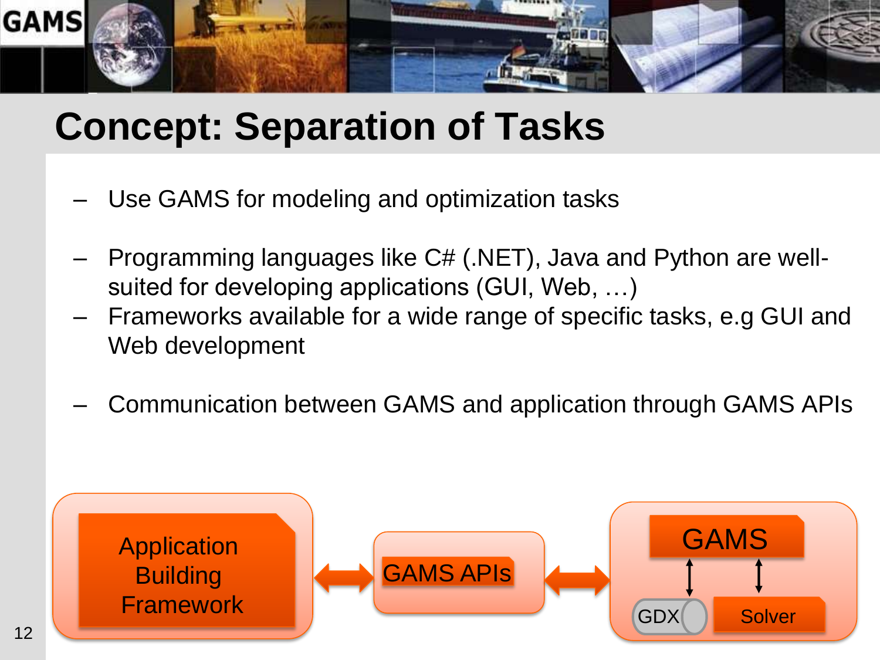# Concept: Separation of Tasks

- Use GAMS for modeling and optimization tasks

- Programming languages like C# (.NET), Java and Python are well-suited for developing applications (GUI, Web, …)
- Frameworks available for a wide range of specific tasks, e.g GUI and Web development

- Communication between GAMS and application through GAMS APIs

Application Building Framework ⟷ GAMS APIs ⟷ GAMS (GDX, Solver)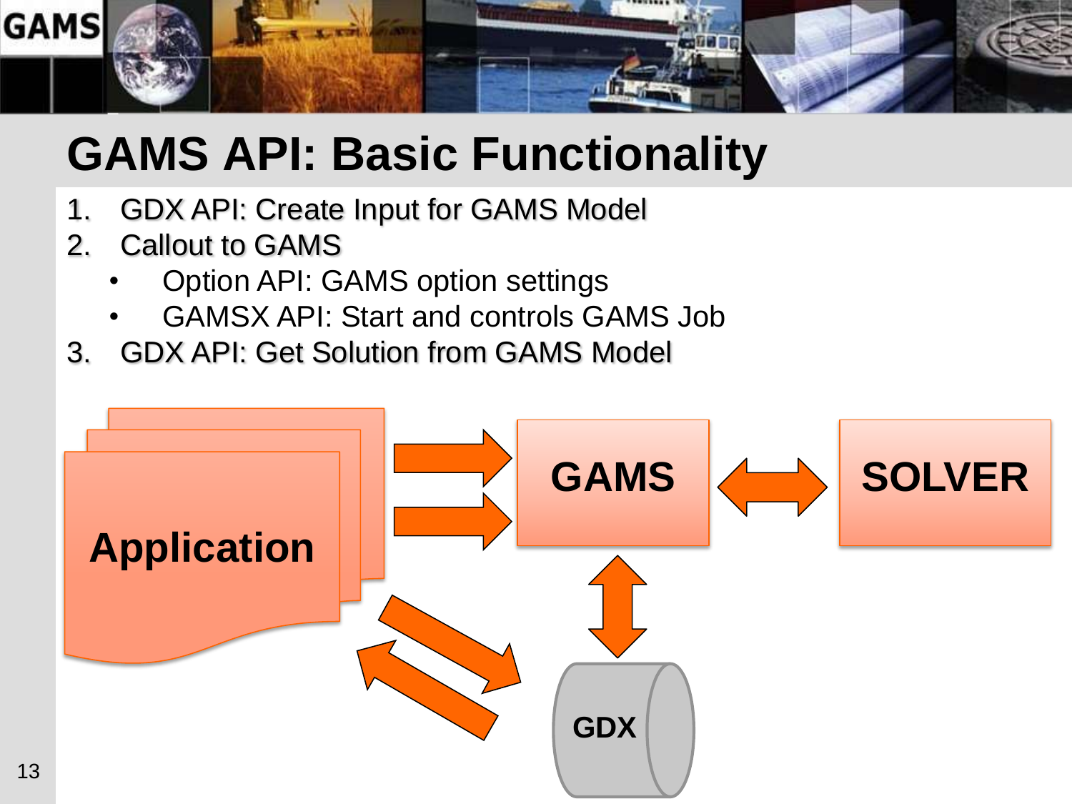# GAMS API: Basic Functionality

1. GDX API: Create Input for GAMS Model
2. Callout to GAMS
   - Option API: GAMS option settings
   - GAMSX API: Start and controls GAMS Job
3. GDX API: Get Solution from GAMS Model

Application → GAMS ↔ SOLVER

GAMS ↔ GDX

Application ↔ GDX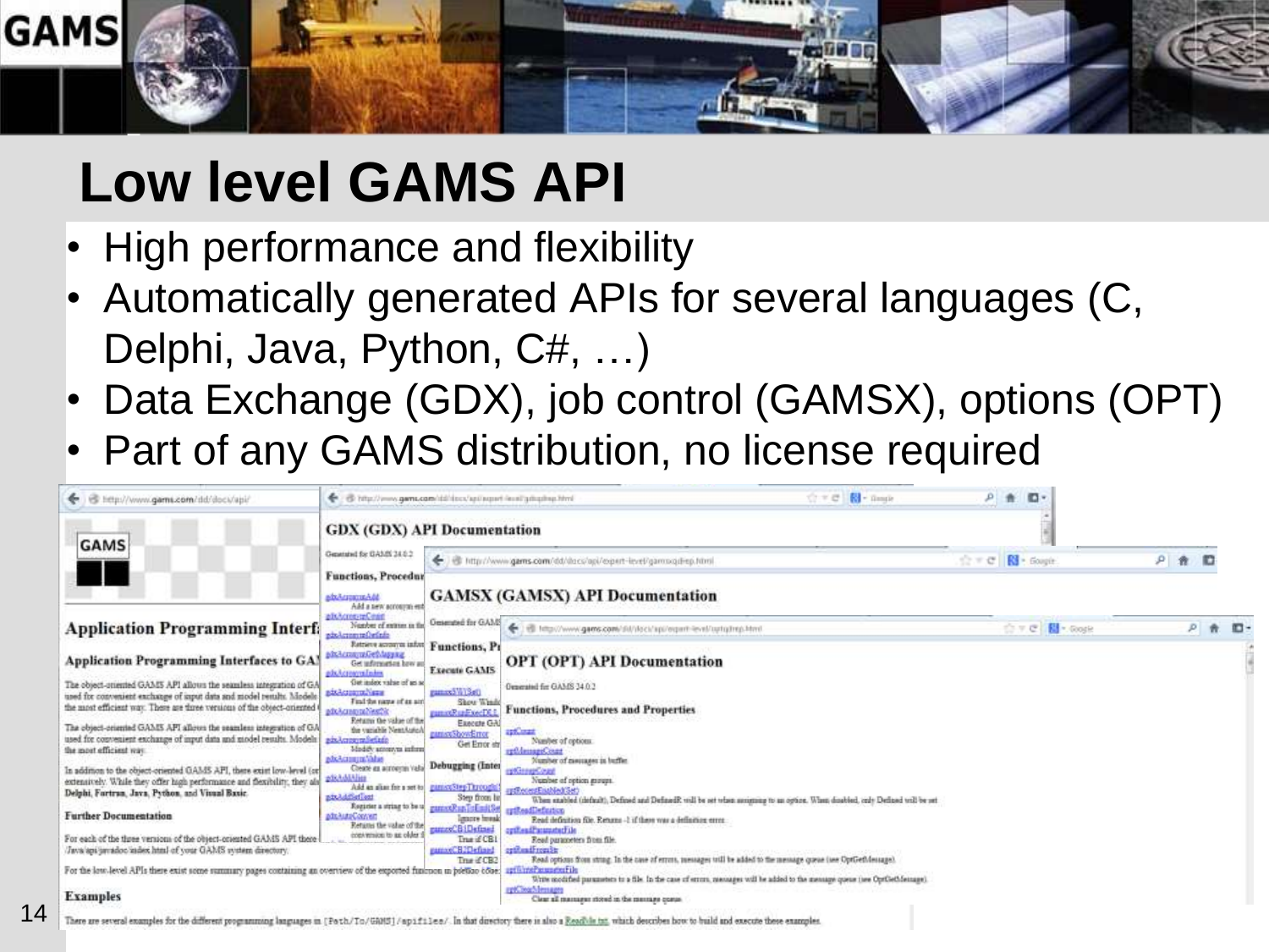# Low level GAMS API

- High performance and flexibility
- Automatically generated APIs for several languages (C, Delphi, Java, Python, C#, …)
- Data Exchange (GDX), job control (GAMSX), options (OPT)
- Part of any GAMS distribution, no license required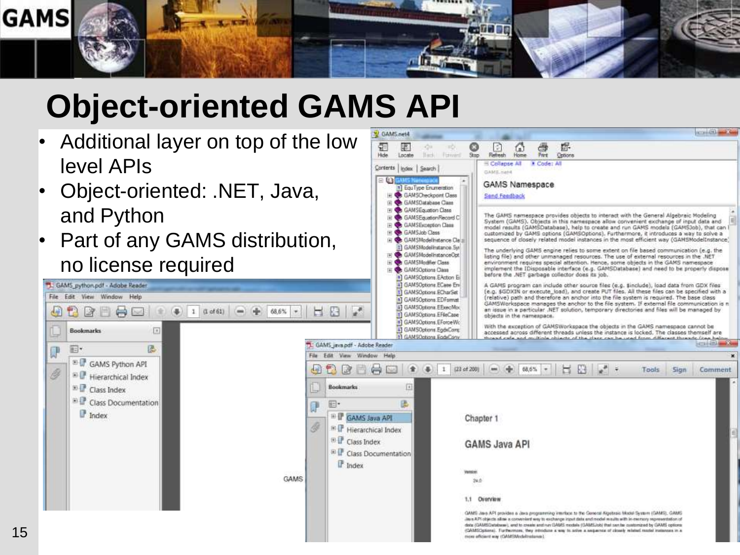# Object-oriented GAMS API

- Additional layer on top of the low level APIs
- Object-oriented: .NET, Java, and Python
- Part of any GAMS distribution, no license required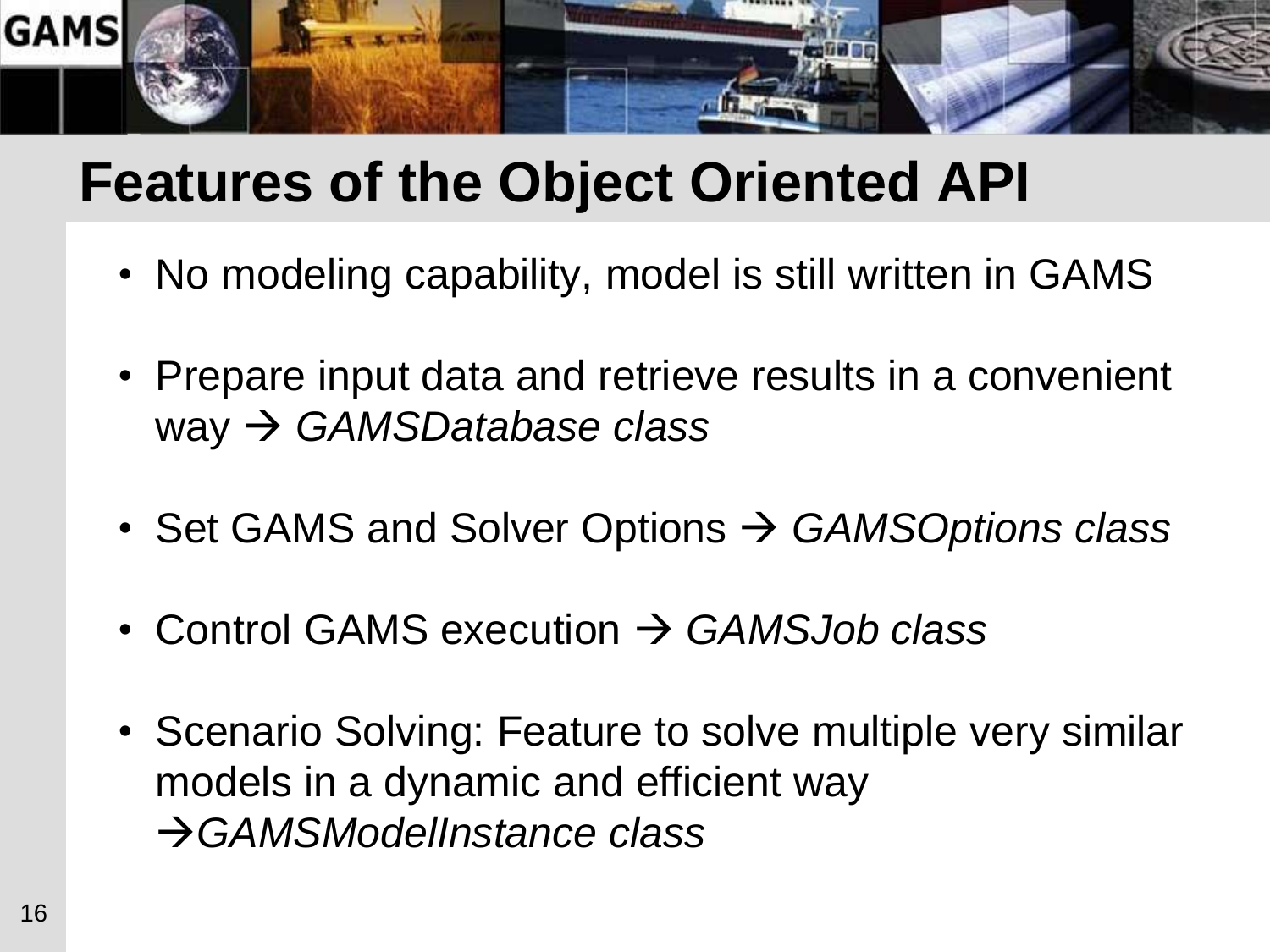# Features of the Object Oriented API

- No modeling capability, model is still written in GAMS
- Prepare input data and retrieve results in a convenient way → *GAMSDatabase class*
- Set GAMS and Solver Options → *GAMSOptions class*
- Control GAMS execution → *GAMSJob class*
- Scenario Solving: Feature to solve multiple very similar models in a dynamic and efficient way →*GAMSModelInstance class*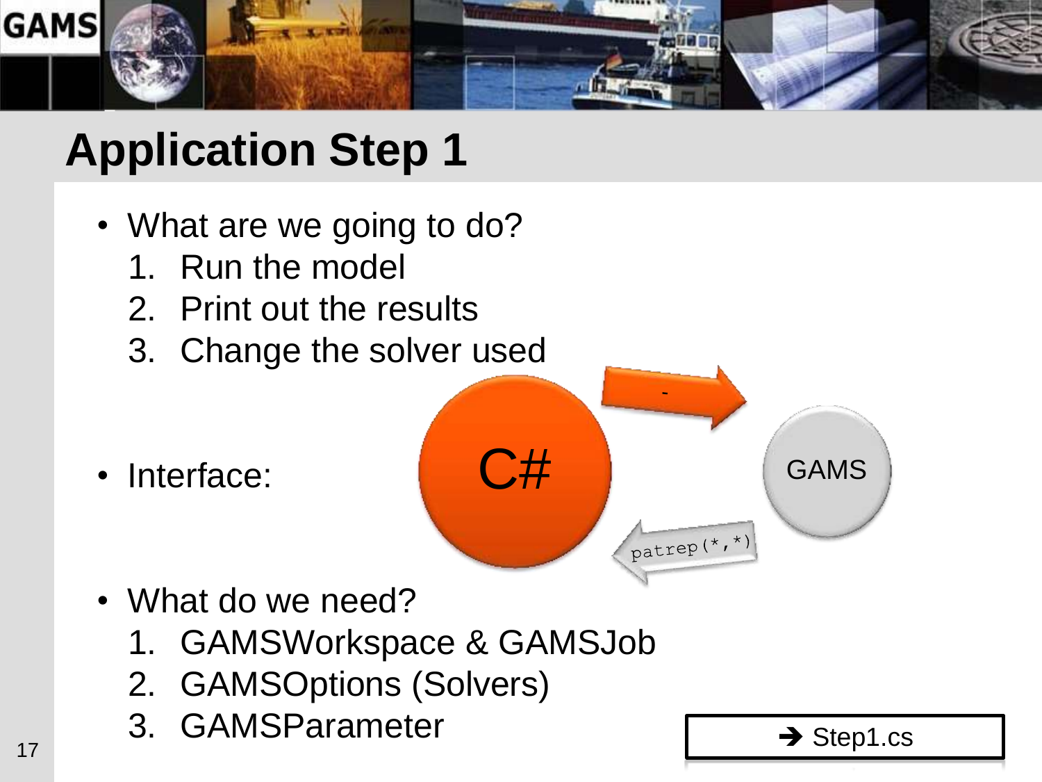# Application Step 1

- What are we going to do?
  1. Run the model
  2. Print out the results
  3. Change the solver used

- Interface:

  C# → - → GAMS

  GAMS → `patrep(*,*)` → C#

- What do we need?
  1. GAMSWorkspace & GAMSJob
  2. GAMSOptions (Solvers)
  3. GAMSParameter

➔ Step1.cs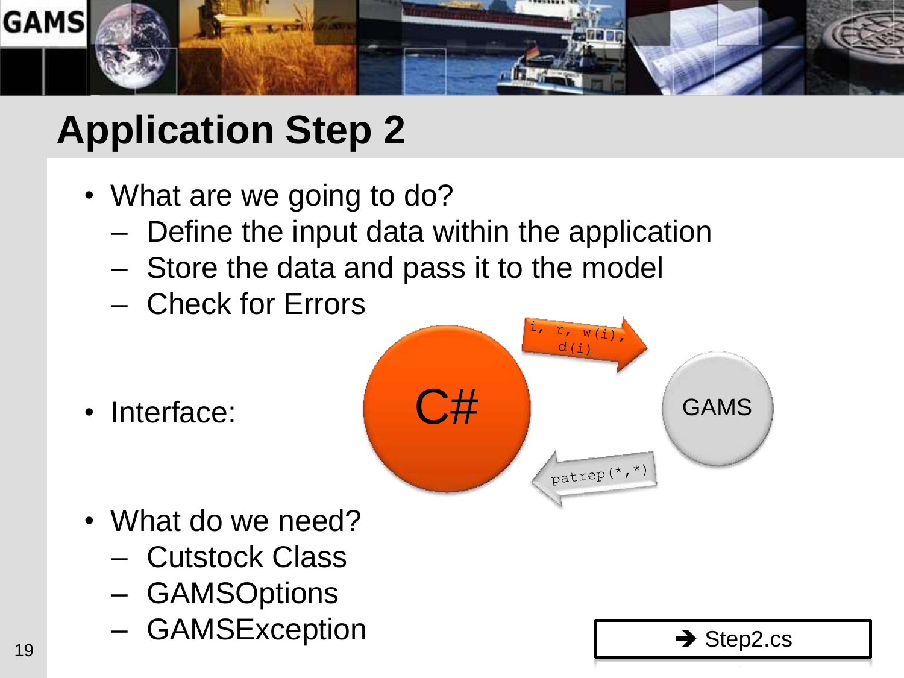# Application Step 2

- What are we going to do?
  - Define the input data within the application
  - Store the data and pass it to the model
  - Check for Errors
- Interface:

  C# → `i, r, w(i), d(i)` → GAMS

  GAMS → `patrep(*,*)` → C#

- What do we need?
  - Cutstock Class
  - GAMSOptions
  - GAMSException

➔ Step2.cs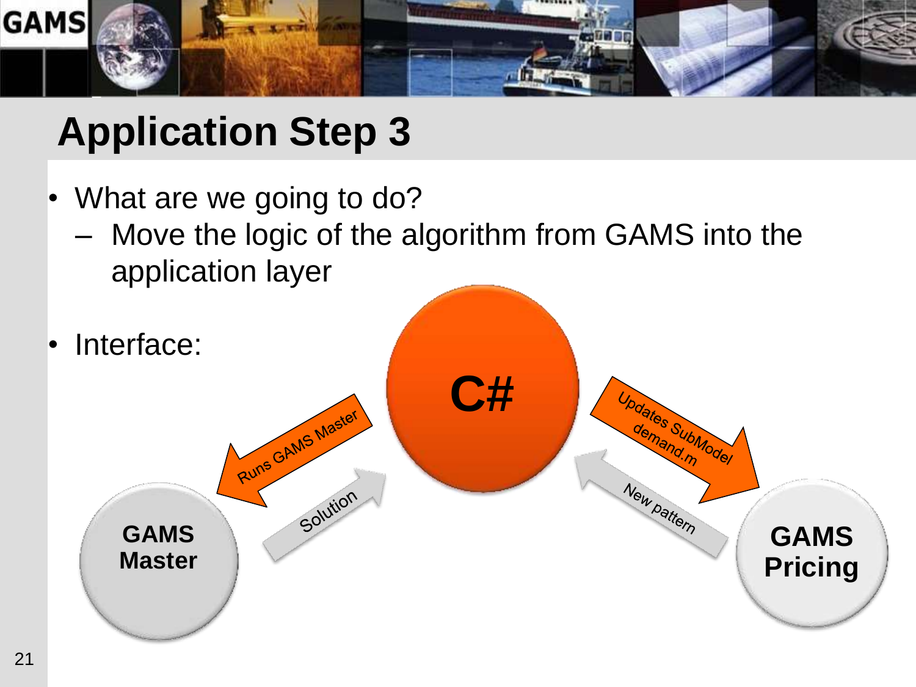# Application Step 3

- What are we going to do?
  - Move the logic of the algorithm from GAMS into the application layer
- Interface:

C#

Runs GAMS Master

Solution

Updates SubModel demand.m

New pattern

GAMS Master

GAMS Pricing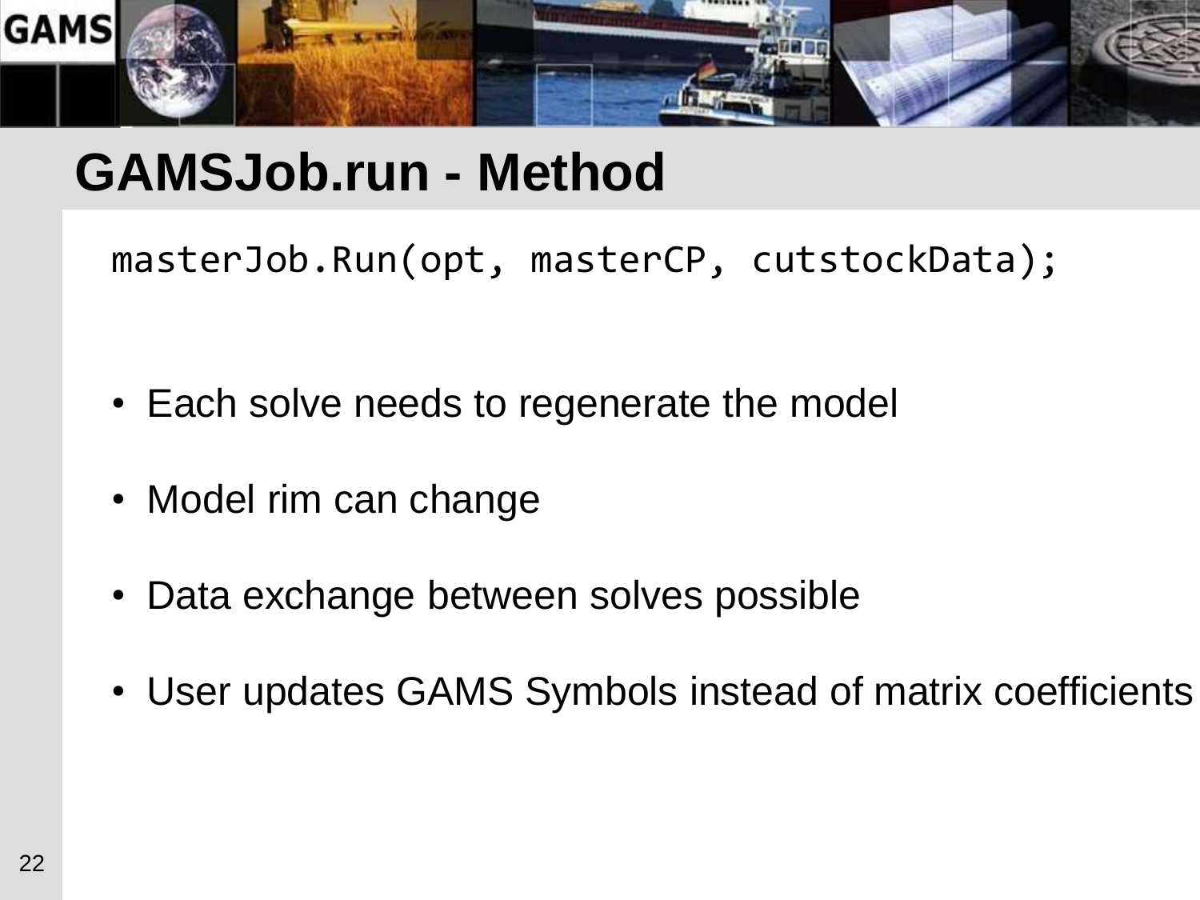# GAMSJob.run - Method

```
masterJob.Run(opt, masterCP, cutstockData);
```

- Each solve needs to regenerate the model
- Model rim can change
- Data exchange between solves possible
- User updates GAMS Symbols instead of matrix coefficients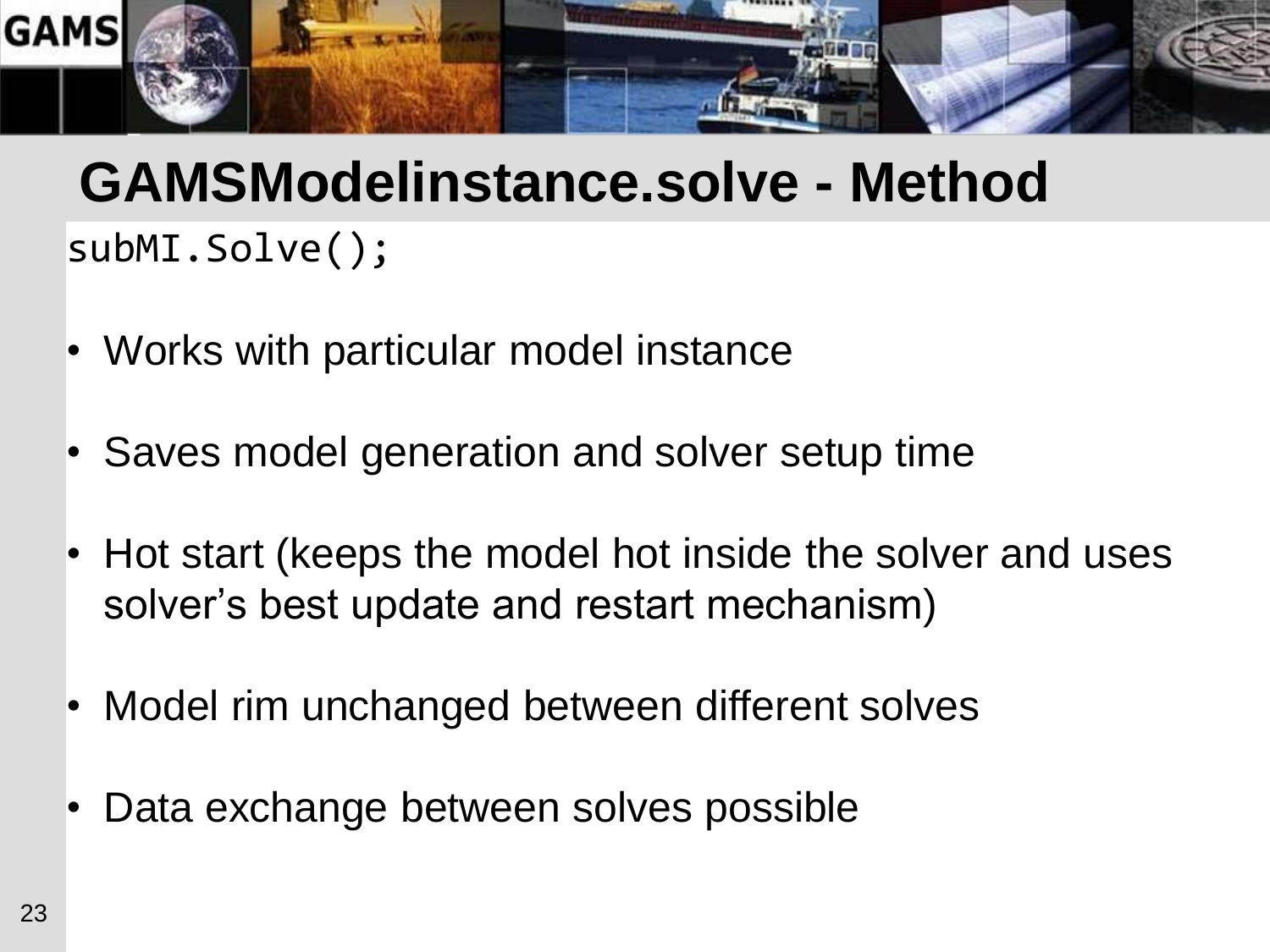# GAMSModelinstance.solve - Method

```
subMI.Solve();
```

- Works with particular model instance
- Saves model generation and solver setup time
- Hot start (keeps the model hot inside the solver and uses solver's best update and restart mechanism)
- Model rim unchanged between different solves
- Data exchange between solves possible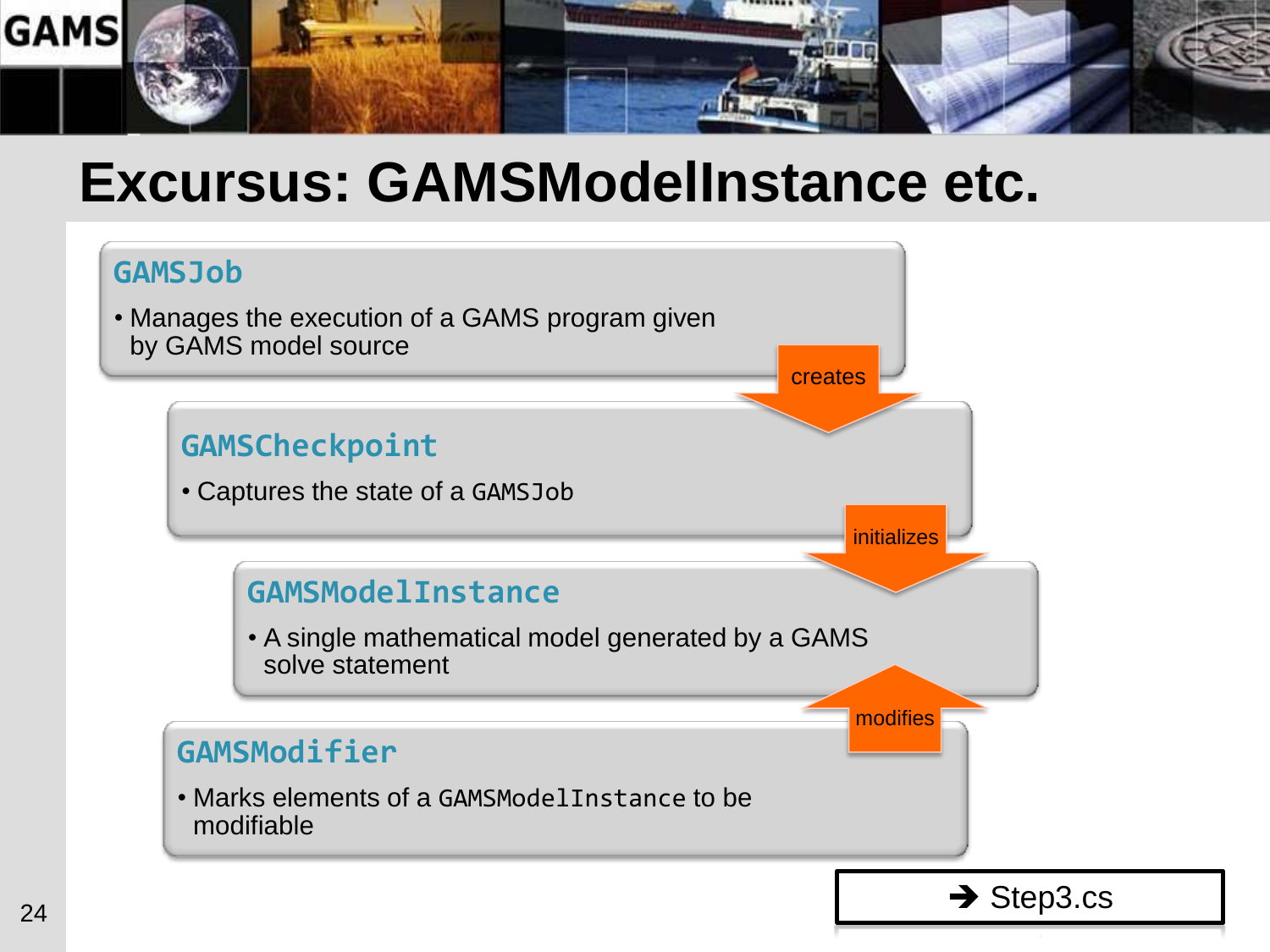# Excursus: GAMSModelInstance etc.

### `GAMSJob`

- Manages the execution of a GAMS program given by GAMS model source

creates

### `GAMSCheckpoint`

- Captures the state of a `GAMSJob`

initializes

### `GAMSModelInstance`

- A single mathematical model generated by a GAMS solve statement

modifies

### `GAMSModifier`

- Marks elements of a `GAMSModelInstance` to be modifiable

➔ Step3.cs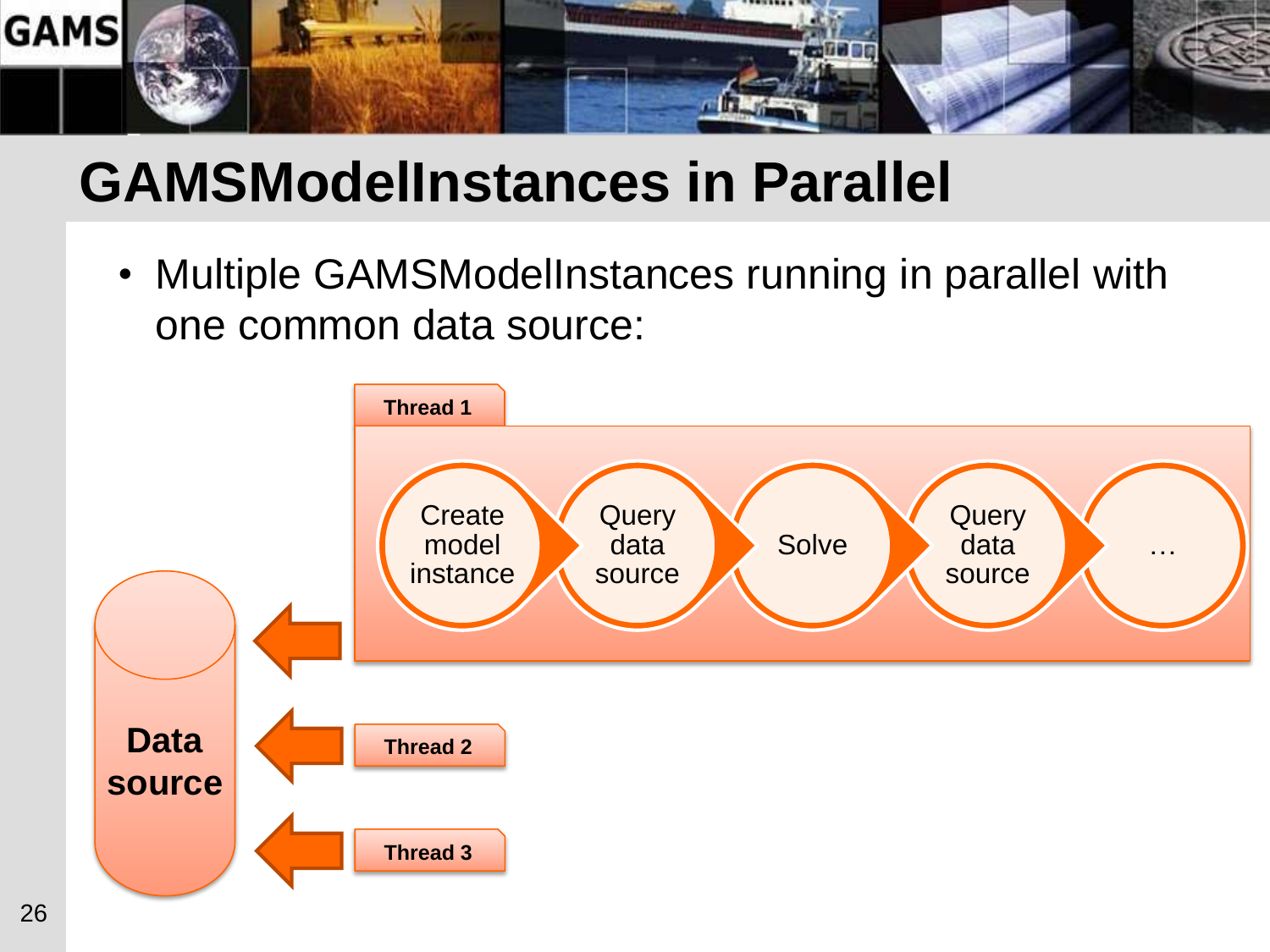# GAMSModelInstances in Parallel

- Multiple GAMSModelInstances running in parallel with one common data source:

Thread 1

Create model instance → Query data source → Solve → Query data source → …

Data source

Thread 2

Thread 3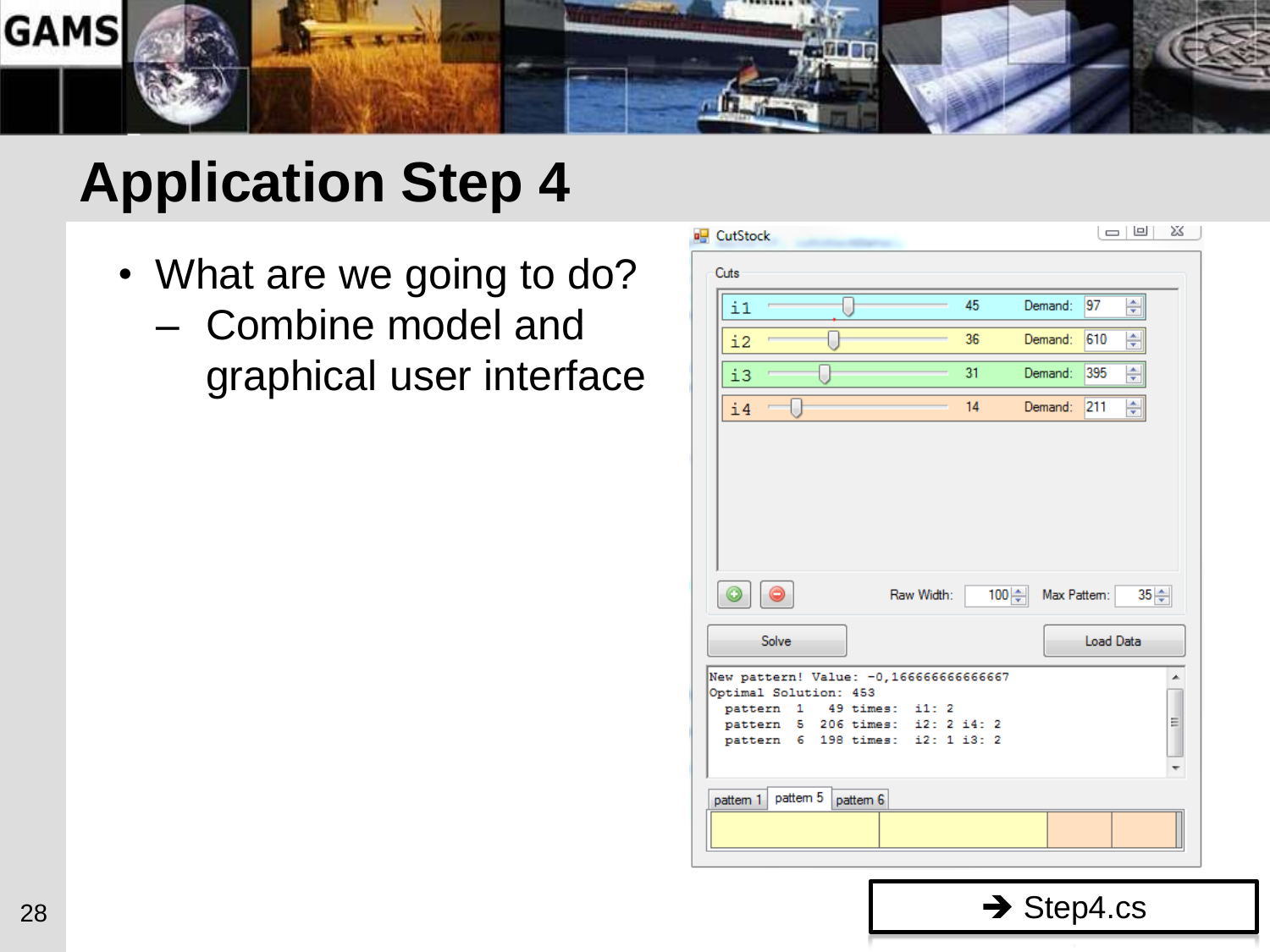# Application Step 4

- What are we going to do?
  - Combine model and graphical user interface

→ Step4.cs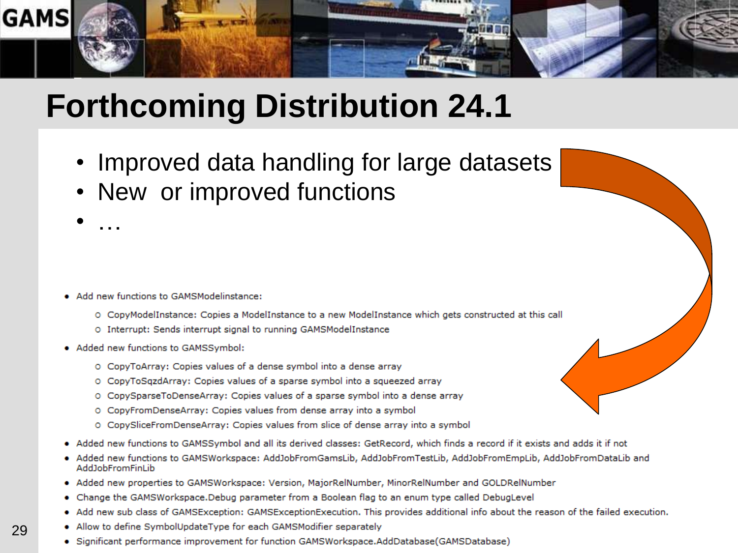# Forthcoming Distribution 24.1

- Improved data handling for large datasets
- New or improved functions
- …

- Add new functions to GAMSModelinstance:
  - CopyModelInstance: Copies a ModelInstance to a new ModelInstance which gets constructed at this call
  - Interrupt: Sends interrupt signal to running GAMSModelInstance
- Added new functions to GAMSSymbol:
  - CopyToArray: Copies values of a dense symbol into a dense array
  - CopyToSqzdArray: Copies values of a sparse symbol into a squeezed array
  - CopySparseToDenseArray: Copies values of a sparse symbol into a dense array
  - CopyFromDenseArray: Copies values from dense array into a symbol
  - CopySliceFromDenseArray: Copies values from slice of dense array into a symbol
- Added new functions to GAMSSymbol and all its derived classes: GetRecord, which finds a record if it exists and adds it if not
- Added new functions to GAMSWorkspace: AddJobFromGamsLib, AddJobFromTestLib, AddJobFromEmpLib, AddJobFromDataLib and AddJobFromFinLib
- Added new properties to GAMSWorkspace: Version, MajorRelNumber, MinorRelNumber and GOLDRelNumber
- Change the GAMSWorkspace.Debug parameter from a Boolean flag to an enum type called DebugLevel
- Add new sub class of GAMSException: GAMSExceptionExecution. This provides additional info about the reason of the failed execution.
- Allow to define SymbolUpdateType for each GAMSModifier separately
- Significant performance improvement for function GAMSWorkspace.AddDatabase(GAMSDatabase)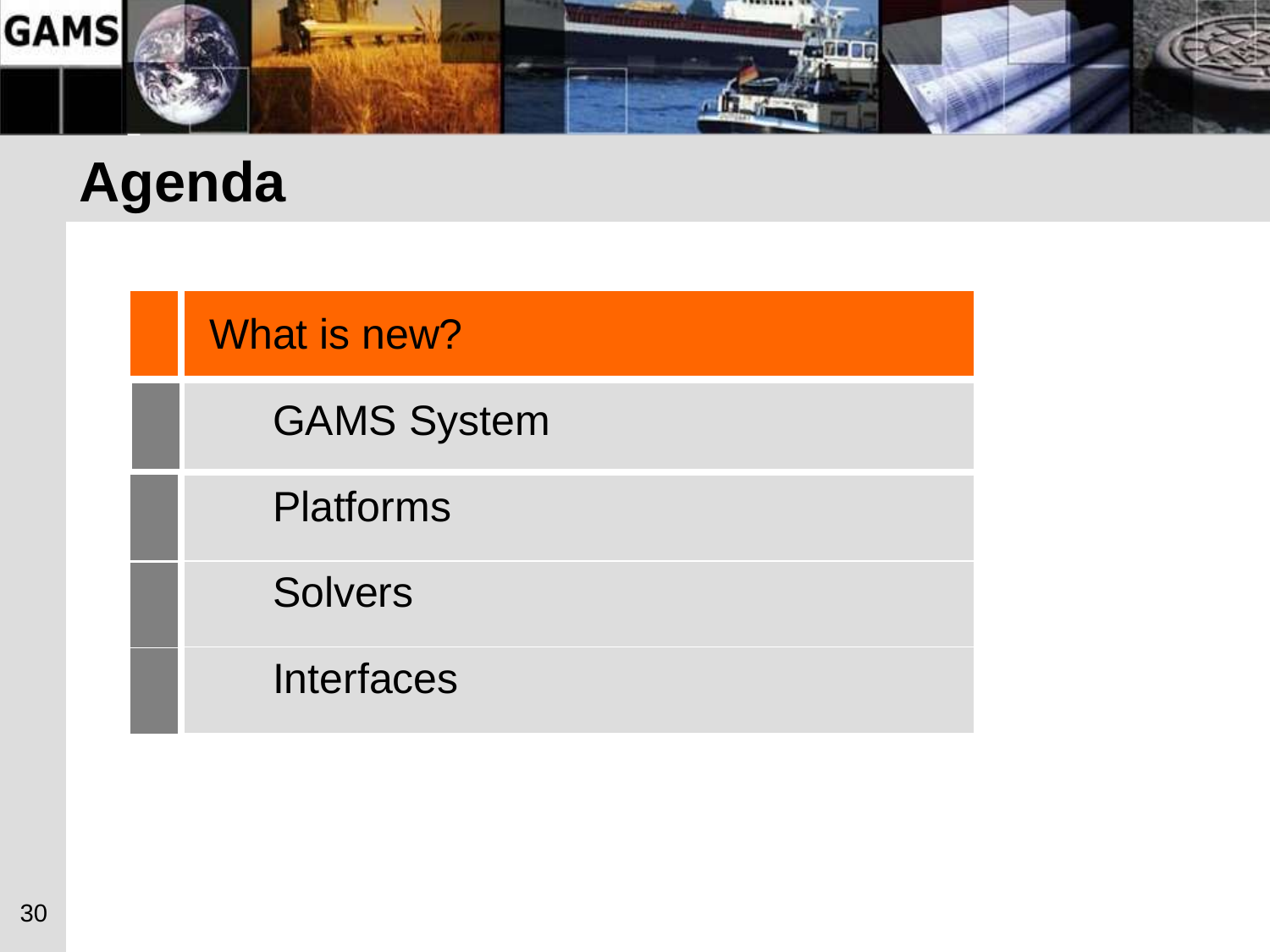# Agenda

- **What is new?**
  - GAMS System
  - Platforms
  - Solvers
  - Interfaces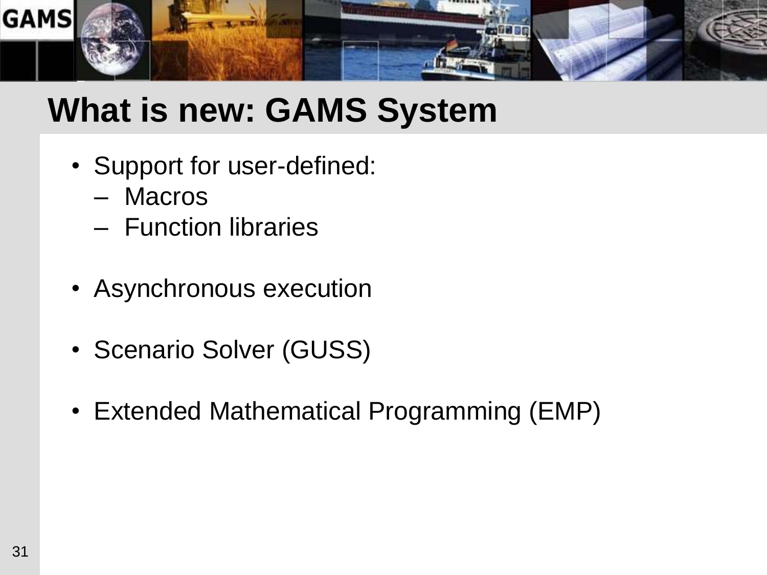# What is new: GAMS System

- Support for user-defined:
  - Macros
  - Function libraries
- Asynchronous execution
- Scenario Solver (GUSS)
- Extended Mathematical Programming (EMP)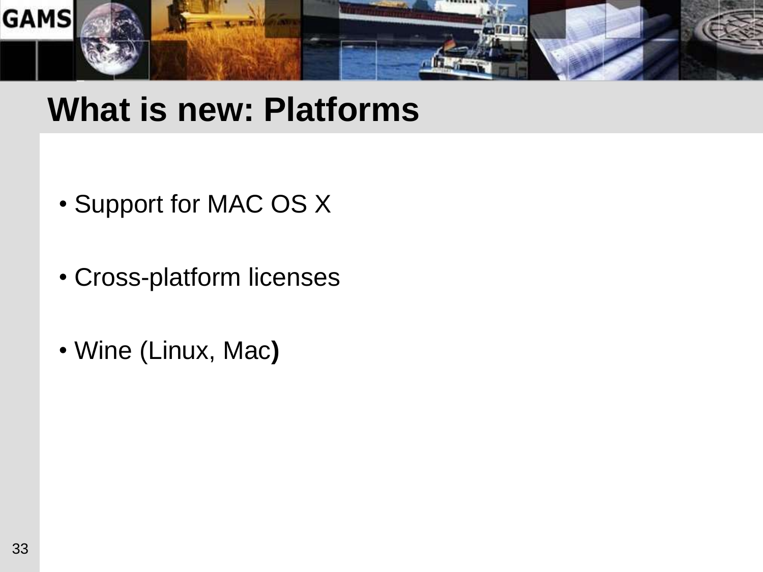# What is new: Platforms

- Support for MAC OS X
- Cross-platform licenses
- Wine (Linux, Mac)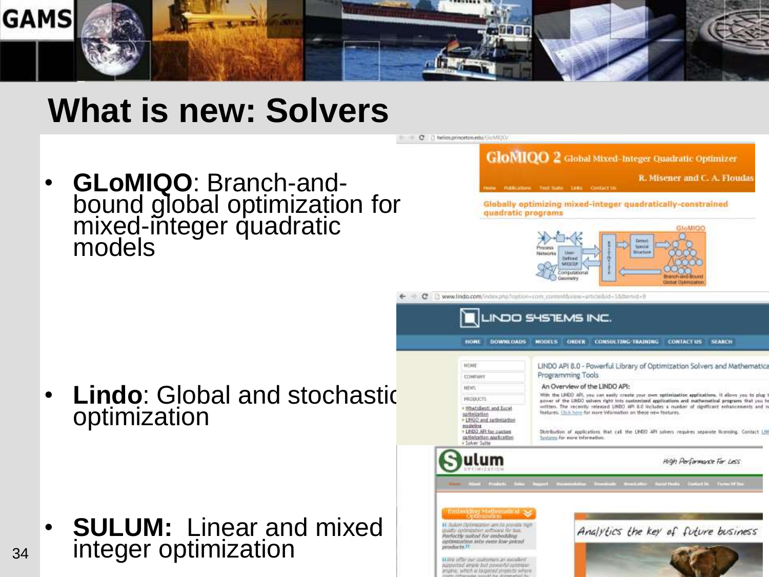# What is new: Solvers

- **GLoMIQO**: Branch-and-bound global optimization for mixed-integer quadratic models
- **Lindo**: Global and stochastic optimization
- **SULUM:** Linear and mixed integer optimization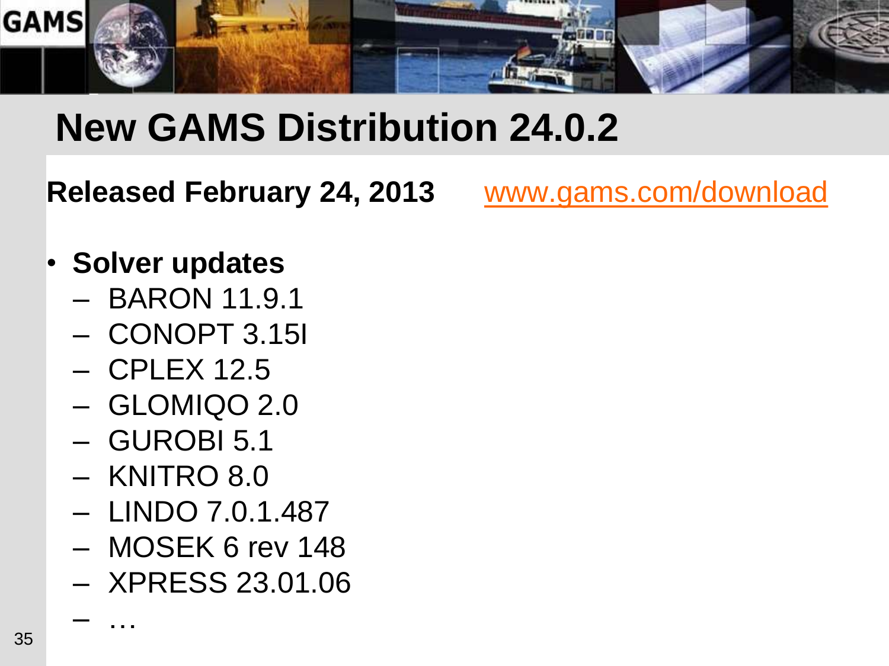# New GAMS Distribution 24.0.2

**Released February 24, 2013** [www.gams.com/download](www.gams.com/download)

- **Solver updates**
  - BARON 11.9.1
  - CONOPT 3.15I
  - CPLEX 12.5
  - GLOMIQO 2.0
  - GUROBI 5.1
  - KNITRO 8.0
  - LINDO 7.0.1.487
  - MOSEK 6 rev 148
  - XPRESS 23.01.06
  - …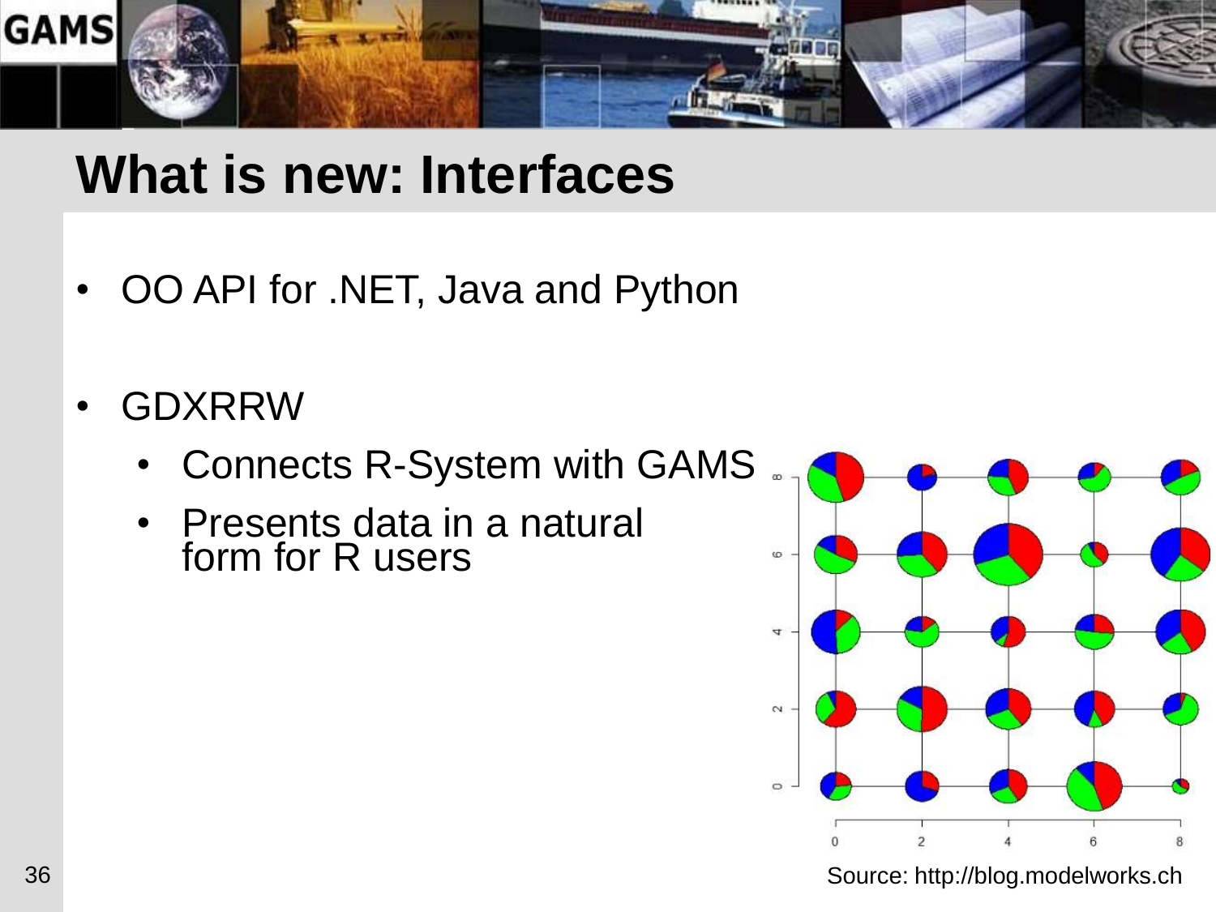# What is new: Interfaces

- OO API for .NET, Java and Python
- GDXRRW
  - Connects R-System with GAMS
  - Presents data in a natural form for R users

Source: http://blog.modelworks.ch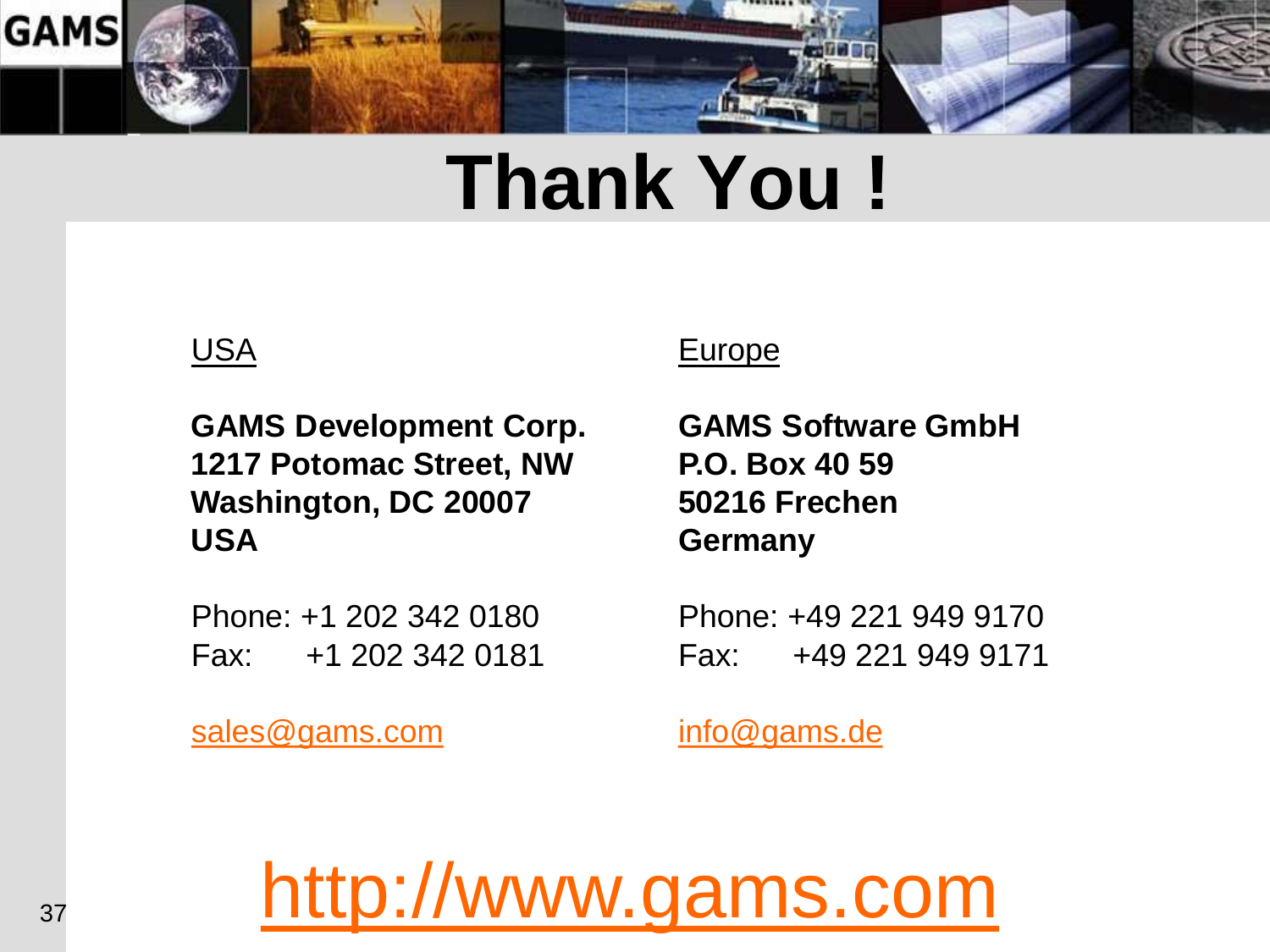# Thank You !

USA

**GAMS Development Corp.**
**1217 Potomac Street, NW**
**Washington, DC 20007**
**USA**

Phone: +1 202 342 0180
Fax: +1 202 342 0181

sales@gams.com

Europe

**GAMS Software GmbH**
**P.O. Box 40 59**
**50216 Frechen**
**Germany**

Phone: +49 221 949 9170
Fax: +49 221 949 9171

info@gams.de

http://www.gams.com